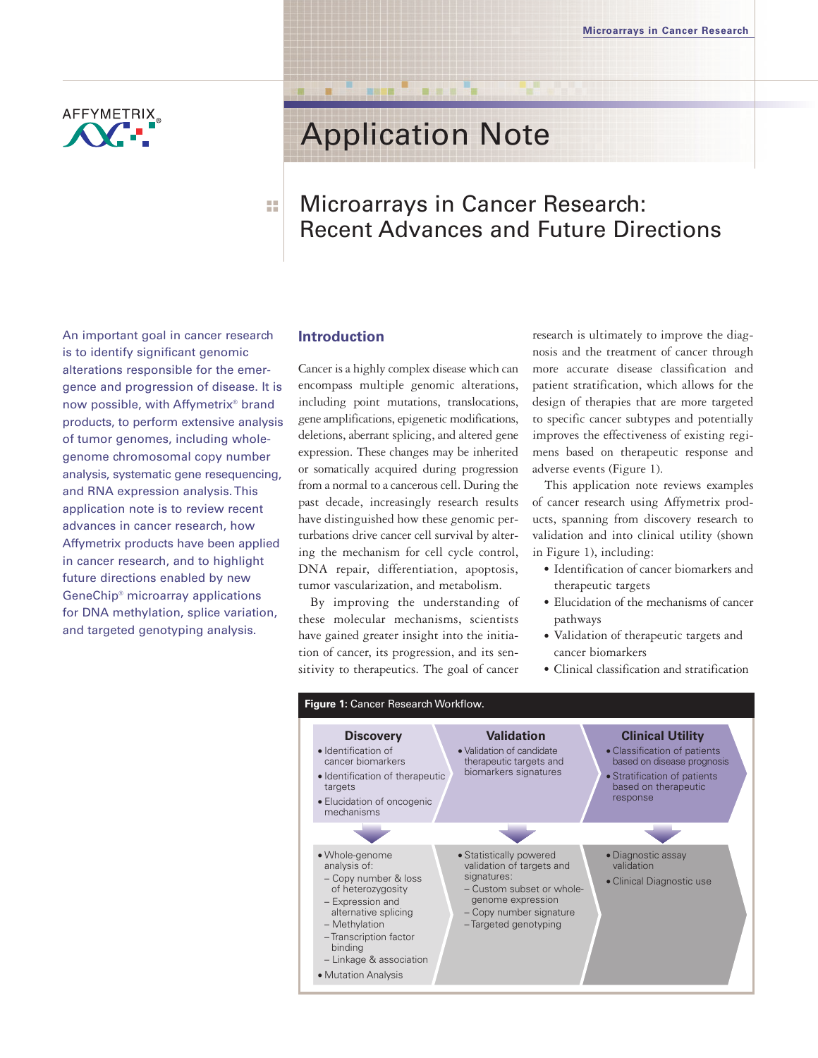# Application Note

## Microarrays in Cancer Research: Recent Advances and Future Directions

An important goal in cancer research is to identify significant genomic alterations responsible for the emergence and progression of disease. It is now possible, with Affymetrix® brand products, to perform extensive analysis of tumor genomes, including whole-genome chromosomal copy number analysis, systematic gene resequencing, and RNA expression analysis. This application note is to review recent advances in cancer research, how Affymetrix products have been applied in cancer research, and to highlight future directions enabled by new GeneChip® microarray applications for DNA methylation, splice variation, and targeted genotyping analysis.

### Introduction

Cancer is a highly complex disease which can encompass multiple genomic alterations, including point mutations, translocations, gene amplifications, epigenetic modifications, deletions, aberrant splicing, and altered gene expression. These changes may be inherited or somatically acquired during progression from a normal to a cancerous cell. During the past decade, increasingly research results have distinguished how these genomic perturbations drive cancer cell survival by altering the mechanism for cell cycle control, DNA repair, differentiation, apoptosis, tumor vascularization, and metabolism.

By improving the understanding of these molecular mechanisms, scientists have gained greater insight into the initiation of cancer, its progression, and its sensitivity to therapeutics. The goal of cancer research is ultimately to improve the diagnosis and the treatment of cancer through more accurate disease classification and patient stratification, which allows for the design of therapies that are more targeted to specific cancer subtypes and potentially improves the effectiveness of existing regimens based on therapeutic response and adverse events (Figure 1).

This application note reviews examples of cancer research using Affymetrix products, spanning from discovery research to validation and into clinical utility (shown in Figure 1), including:

- Identification of cancer biomarkers and therapeutic targets
- Elucidation of the mechanisms of cancer pathways
- Validation of therapeutic targets and cancer biomarkers
- Clinical classification and stratification

**Figure 1:** Cancer Research Workflow.

| Discovery | Validation | Clinical Utility |
|---|---|---|
| • Identification of cancer biomarkers<br>• Identification of therapeutic targets<br>• Elucidation of oncogenic mechanisms | • Validation of candidate therapeutic targets and biomarkers signatures | • Classification of patients based on disease prognosis<br>• Stratification of patients based on therapeutic response |
| • Whole-genome analysis of:<br>– Copy number & loss of heterozygosity<br>– Expression and alternative splicing<br>– Methylation<br>– Transcription factor binding<br>– Linkage & association<br>• Mutation Analysis | • Statistically powered validation of targets and signatures:<br>– Custom subset or whole-genome expression<br>– Copy number signature<br>– Targeted genotyping | • Diagnostic assay validation<br>• Clinical Diagnostic use |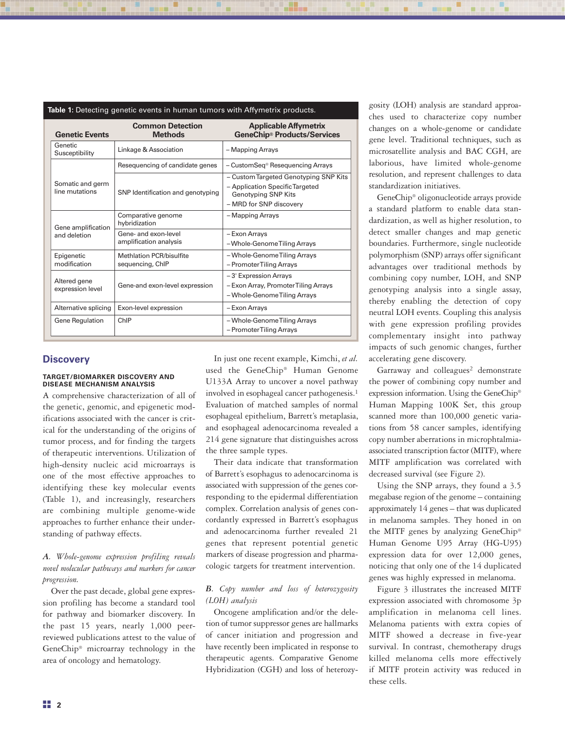**Table 1:** Detecting genetic events in human tumors with Affymetrix products.

| Genetic Events | Common Detection Methods | Applicable Affymetrix GeneChip® Products/Services |
|---|---|---|
| Genetic Susceptibility | Linkage & Association | – Mapping Arrays |
| Somatic and germ line mutations | Resequencing of candidate genes | – CustomSeq® Resequencing Arrays |
| | SNP Identification and genotyping | – Custom Targeted Genotyping SNP Kits<br>– Application Specific Targeted Genotyping SNP Kits<br>– MRD for SNP discovery |
| Gene amplification and deletion | Comparative genome hybridization | – Mapping Arrays |
| | Gene- and exon-level amplification analysis | – Exon Arrays<br>– Whole-Genome Tiling Arrays |
| Epigenetic modification | Methlation PCR/bisulfite sequencing, ChIP | – Whole-Genome Tiling Arrays<br>– Promoter Tiling Arrays |
| Altered gene expression level | Gene-and exon-level expression | – 3' Expression Arrays<br>– Exon Array, Promoter Tiling Arrays<br>– Whole-Genome Tiling Arrays |
| Alternative splicing | Exon-level expression | – Exon Arrays |
| Gene Regulation | ChIP | – Whole-Genome Tiling Arrays<br>– Promoter Tiling Arrays |

## Discovery

### TARGET/BIOMARKER DISCOVERY AND DISEASE MECHANISM ANALYSIS

A comprehensive characterization of all of the genetic, genomic, and epigenetic modifications associated with the cancer is critical for the understanding of the origins of tumor process, and for finding the targets of therapeutic interventions. Utilization of high-density nucleic acid microarrays is one of the most effective approaches to identifying these key molecular events (Table 1), and increasingly, researchers are combining multiple genome-wide approaches to further enhance their understanding of pathway effects.

*A. Whole-genome expression profiling reveals novel molecular pathways and markers for cancer progression.*

Over the past decade, global gene expression profiling has become a standard tool for pathway and biomarker discovery. In the past 15 years, nearly 1,000 peer-reviewed publications attest to the value of GeneChip® microarray technology in the area of oncology and hematology.

In just one recent example, Kimchi, *et al.* used the GeneChip® Human Genome U133A Array to uncover a novel pathway involved in esophageal cancer pathogenesis.[1] Evaluation of matched samples of normal esophageal epithelium, Barrett's metaplasia, and esophageal adenocarcinoma revealed a 214 gene signature that distinguishes across the three sample types.

Their data indicate that transformation of Barrett's esophagus to adenocarcinoma is associated with suppression of the genes corresponding to the epidermal differentiation complex. Correlation analysis of genes concordantly expressed in Barrett's esophagus and adenocarcinoma further revealed 21 genes that represent potential genetic markers of disease progression and pharmacologic targets for treatment intervention.

*B. Copy number and loss of heterozygosity (LOH) analysis*

Oncogene amplification and/or the deletion of tumor suppressor genes are hallmarks of cancer initiation and progression and have recently been implicated in response to therapeutic agents. Comparative Genome Hybridization (CGH) and loss of heterozygosity (LOH) analysis are standard approaches used to characterize copy number changes on a whole-genome or candidate gene level. Traditional techniques, such as microsatellite analysis and BAC CGH, are laborious, have limited whole-genome resolution, and represent challenges to data standardization initiatives.

GeneChip® oligonucleotide arrays provide a standard platform to enable data standardization, as well as higher resolution, to detect smaller changes and map genetic boundaries. Furthermore, single nucleotide polymorphism (SNP) arrays offer significant advantages over traditional methods by combining copy number, LOH, and SNP genotyping analysis into a single assay, thereby enabling the detection of copy neutral LOH events. Coupling this analysis with gene expression profiling provides complementary insight into pathway impacts of such genomic changes, further accelerating gene discovery.

Garraway and colleagues[2] demonstrate the power of combining copy number and expression information. Using the GeneChip® Human Mapping 100K Set, this group scanned more than 100,000 genetic variations from 58 cancer samples, identifying copy number aberrations in microphtalmia-associated transcription factor (MITF), where MITF amplification was correlated with decreased survival (see Figure 2).

Using the SNP arrays, they found a 3.5 megabase region of the genome – containing approximately 14 genes – that was duplicated in melanoma samples. They honed in on the MITF genes by analyzing GeneChip® Human Genome U95 Array (HG-U95) expression data for over 12,000 genes, noticing that only one of the 14 duplicated genes was highly expressed in melanoma.

Figure 3 illustrates the increased MITF expression associated with chromosome 3p amplification in melanoma cell lines. Melanoma patients with extra copies of MITF showed a decrease in five-year survival. In contrast, chemotherapy drugs killed melanoma cells more effectively if MITF protein activity was reduced in these cells.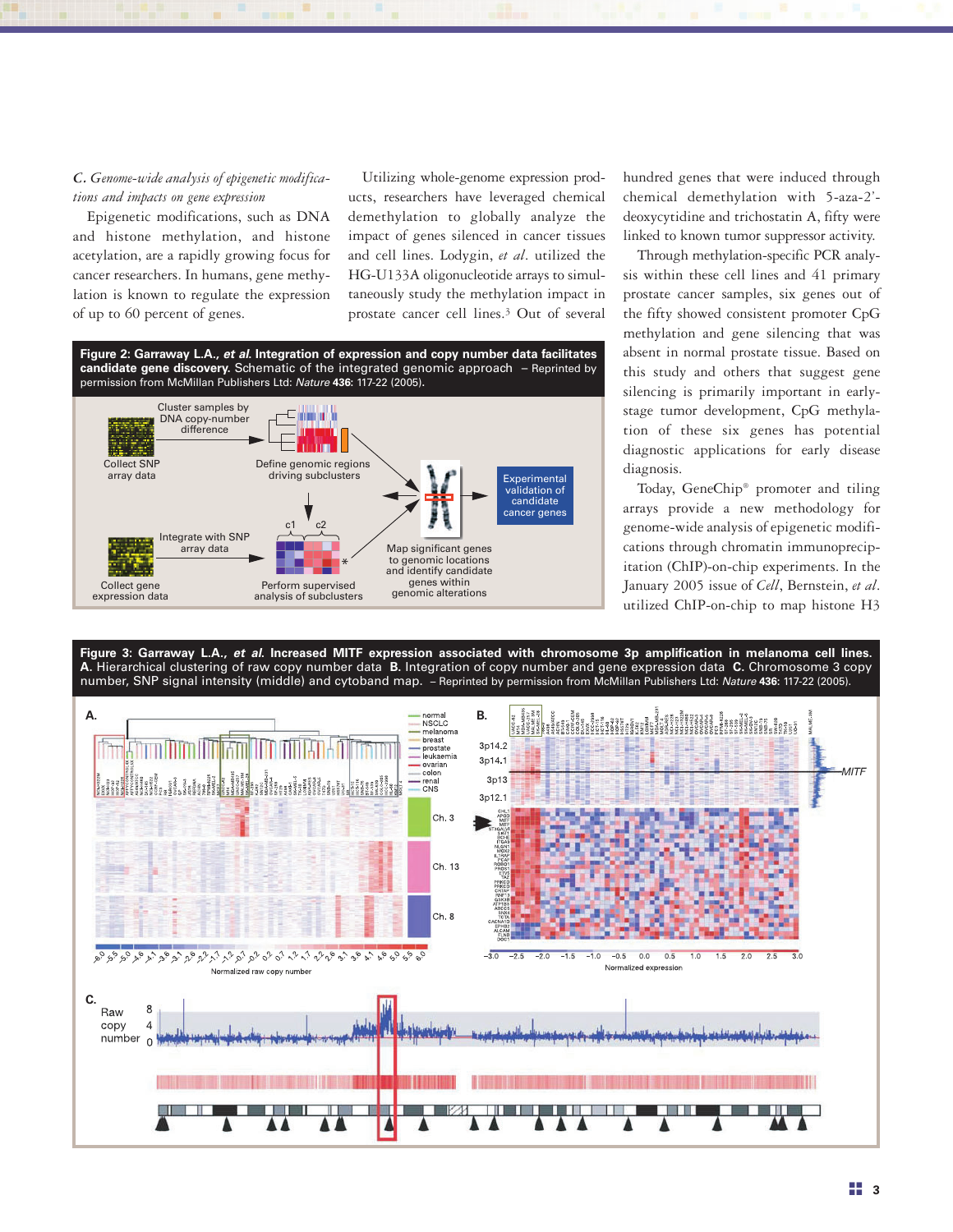*C. Genome-wide analysis of epigenetic modifications and impacts on gene expression*

Epigenetic modifications, such as DNA and histone methylation, and histone acetylation, are a rapidly growing focus for cancer researchers. In humans, gene methylation is known to regulate the expression of up to 60 percent of genes.

Utilizing whole-genome expression products, researchers have leveraged chemical demethylation to globally analyze the impact of genes silenced in cancer tissues and cell lines. Lodygin, *et al.* utilized the HG-U133A oligonucleotide arrays to simultaneously study the methylation impact in prostate cancer cell lines.[3] Out of several hundred genes that were induced through chemical demethylation with 5-aza-2'-deoxycytidine and trichostatin A, fifty were linked to known tumor suppressor activity.

Through methylation-specific PCR analysis within these cell lines and 41 primary prostate cancer samples, six genes out of the fifty showed consistent promoter CpG methylation and gene silencing that was absent in normal prostate tissue. Based on this study and others that suggest gene silencing is primarily important in early-stage tumor development, CpG methylation of these six genes has potential diagnostic applications for early disease diagnosis.

Today, GeneChip® promoter and tiling arrays provide a new methodology for genome-wide analysis of epigenetic modifications through chromatin immunoprecipitation (ChIP)-on-chip experiments. In the January 2005 issue of *Cell*, Bernstein, *et al.* utilized ChIP-on-chip to map histone H3

**Figure 2: Garraway L.A., *et al.* Integration of expression and copy number data facilitates candidate gene discovery.** Schematic of the integrated genomic approach – Reprinted by permission from McMillan Publishers Ltd: *Nature* **436**: 117-22 (2005).

**Figure 3: Garraway L.A., *et al.* Increased MITF expression associated with chromosome 3p amplification in melanoma cell lines.** **A.** Hierarchical clustering of raw copy number data **B.** Integration of copy number and gene expression data **C.** Chromosome 3 copy number, SNP signal intensity (middle) and cytoband map. – Reprinted by permission from McMillan Publishers Ltd: *Nature* **436**: 117-22 (2005).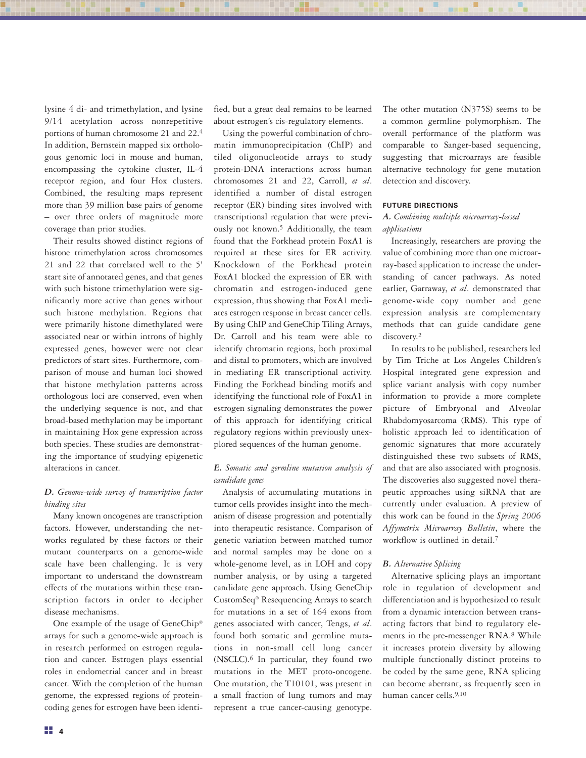lysine 4 di- and trimethylation, and lysine 9/14 acetylation across nonrepetitive portions of human chromosome 21 and 22.[4] In addition, Bernstein mapped six orthologous genomic loci in mouse and human, encompassing the cytokine cluster, IL-4 receptor region, and four Hox clusters. Combined, the resulting maps represent more than 39 million base pairs of genome – over three orders of magnitude more coverage than prior studies.

Their results showed distinct regions of histone trimethylation across chromosomes 21 and 22 that correlated well to the 5' start site of annotated genes, and that genes with such histone trimethylation were significantly more active than genes without such histone methylation. Regions that were primarily histone dimethylated were associated near or within introns of highly expressed genes, however were not clear predictors of start sites. Furthermore, comparison of mouse and human loci showed that histone methylation patterns across orthologous loci are conserved, even when the underlying sequence is not, and that broad-based methylation may be important in maintaining Hox gene expression across both species. These studies are demonstrating the importance of studying epigenetic alterations in cancer.

### *D. Genome-wide survey of transcription factor binding sites*

Many known oncogenes are transcription factors. However, understanding the networks regulated by these factors or their mutant counterparts on a genome-wide scale have been challenging. It is very important to understand the downstream effects of the mutations within these transcription factors in order to decipher disease mechanisms.

One example of the usage of GeneChip® arrays for such a genome-wide approach is in research performed on estrogen regulation and cancer. Estrogen plays essential roles in endometrial cancer and in breast cancer. With the completion of the human genome, the expressed regions of protein-coding genes for estrogen have been identified, but a great deal remains to be learned about estrogen's cis-regulatory elements.

Using the powerful combination of chromatin immunoprecipitation (ChIP) and tiled oligonucleotide arrays to study protein-DNA interactions across human chromosomes 21 and 22, Carroll, *et al*. identified a number of distal estrogen receptor (ER) binding sites involved with transcriptional regulation that were previously not known.[5] Additionally, the team found that the Forkhead protein FoxA1 is required at these sites for ER activity. Knockdown of the Forkhead protein FoxA1 blocked the expression of ER with chromatin and estrogen-induced gene expression, thus showing that FoxA1 mediates estrogen response in breast cancer cells. By using ChIP and GeneChip Tiling Arrays, Dr. Carroll and his team were able to identify chromatin regions, both proximal and distal to promoters, which are involved in mediating ER transcriptional activity. Finding the Forkhead binding motifs and identifying the functional role of FoxA1 in estrogen signaling demonstrates the power of this approach for identifying critical regulatory regions within previously unexplored sequences of the human genome.

### *E. Somatic and germline mutation analysis of candidate genes*

Analysis of accumulating mutations in tumor cells provides insight into the mechanism of disease progression and potentially into therapeutic resistance. Comparison of genetic variation between matched tumor and normal samples may be done on a whole-genome level, as in LOH and copy number analysis, or by using a targeted candidate gene approach. Using GeneChip CustomSeq® Resequencing Arrays to search for mutations in a set of 164 exons from genes associated with cancer, Tengs, *et al*. found both somatic and germline mutations in non-small cell lung cancer (NSCLC).[6] In particular, they found two mutations in the MET proto-oncogene. One mutation, the T10101, was present in a small fraction of lung tumors and may represent a true cancer-causing genotype. The other mutation (N375S) seems to be a common germline polymorphism. The overall performance of the platform was comparable to Sanger-based sequencing, suggesting that microarrays are feasible alternative technology for gene mutation detection and discovery.

## FUTURE DIRECTIONS

### *A. Combining multiple microarray-based applications*

Increasingly, researchers are proving the value of combining more than one microarray-based application to increase the understanding of cancer pathways. As noted earlier, Garraway, *et al*. demonstrated that genome-wide copy number and gene expression analysis are complementary methods that can guide candidate gene discovery.[2]

In results to be published, researchers led by Tim Triche at Los Angeles Children's Hospital integrated gene expression and splice variant analysis with copy number information to provide a more complete picture of Embryonal and Alveolar Rhabdomyosarcoma (RMS). This type of holistic approach led to identification of genomic signatures that more accurately distinguished these two subsets of RMS, and that are also associated with prognosis. The discoveries also suggested novel therapeutic approaches using siRNA that are currently under evaluation. A preview of this work can be found in the *Spring 2006 Affymetrix Microarray Bulletin*, where the workflow is outlined in detail.[7]

### *B. Alternative Splicing*

Alternative splicing plays an important role in regulation of development and differentiation and is hypothesized to result from a dynamic interaction between trans-acting factors that bind to regulatory elements in the pre-messenger RNA.[8] While it increases protein diversity by allowing multiple functionally distinct proteins to be coded by the same gene, RNA splicing can become aberrant, as frequently seen in human cancer cells.[9,10]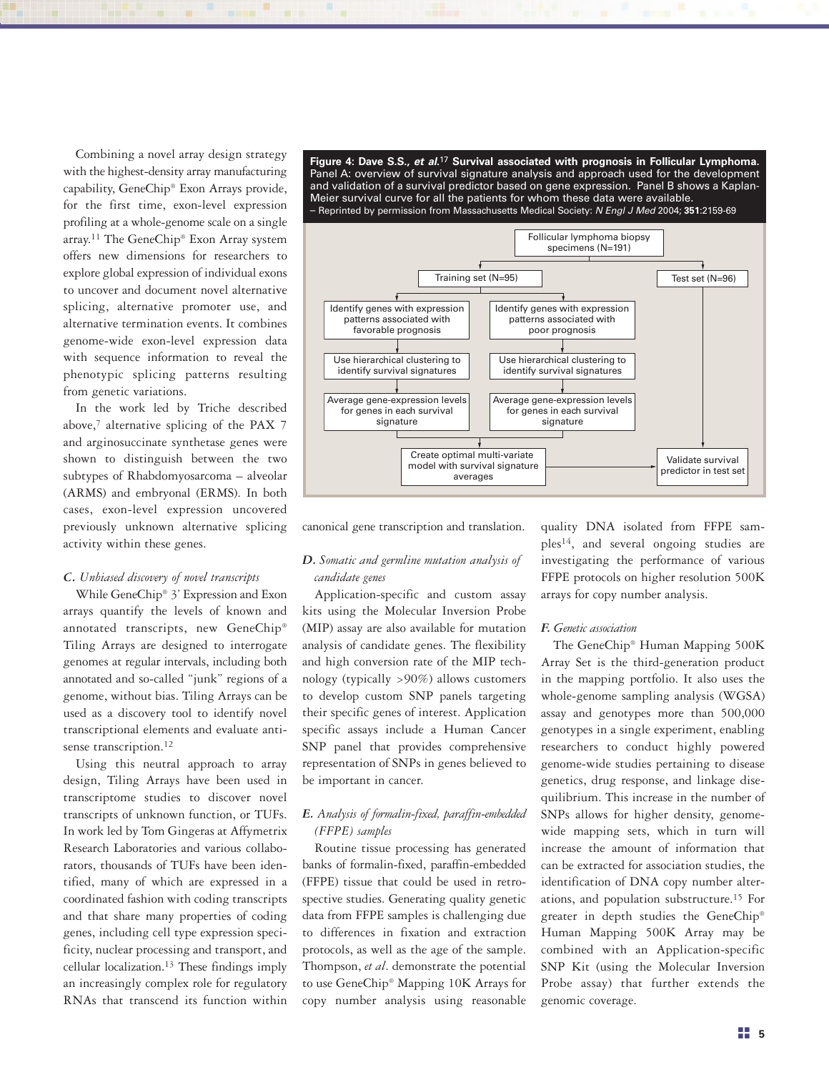Combining a novel array design strategy with the highest-density array manufacturing capability, GeneChip® Exon Arrays provide, for the first time, exon-level expression profiling at a whole-genome scale on a single array.[11] The GeneChip® Exon Array system offers new dimensions for researchers to explore global expression of individual exons to uncover and document novel alternative splicing, alternative promoter use, and alternative termination events. It combines genome-wide exon-level expression data with sequence information to reveal the phenotypic splicing patterns resulting from genetic variations.

In the work led by Triche described above,[7] alternative splicing of the PAX 7 and arginosuccinate synthetase genes were shown to distinguish between the two subtypes of Rhabdomyosarcoma – alveolar (ARMS) and embryonal (ERMS). In both cases, exon-level expression uncovered previously unknown alternative splicing activity within these genes.

### *C. Unbiased discovery of novel transcripts*

While GeneChip® 3' Expression and Exon arrays quantify the levels of known and annotated transcripts, new GeneChip® Tiling Arrays are designed to interrogate genomes at regular intervals, including both annotated and so-called "junk" regions of a genome, without bias. Tiling Arrays can be used as a discovery tool to identify novel transcriptional elements and evaluate anti-sense transcription.[12]

Using this neutral approach to array design, Tiling Arrays have been used in transcriptome studies to discover novel transcripts of unknown function, or TUFs. In work led by Tom Gingeras at Affymetrix Research Laboratories and various collaborators, thousands of TUFs have been identified, many of which are expressed in a coordinated fashion with coding transcripts and that share many properties of coding genes, including cell type expression specificity, nuclear processing and transport, and cellular localization.[13] These findings imply an increasingly complex role for regulatory RNAs that transcend its function within canonical gene transcription and translation.

**Figure 4: Dave S.S., *et al.*[17] Survival associated with prognosis in Follicular Lymphoma.** Panel A: overview of survival signature analysis and approach used for the development and validation of a survival predictor based on gene expression. Panel B shows a Kaplan-Meier survival curve for all the patients for whom these data were available.
– Reprinted by permission from Massachusetts Medical Society: *N Engl J Med* 2004; **351**:2159-69

- Follicular lymphoma biopsy specimens (N=191)
  - Training set (N=95)
    - Identify genes with expression patterns associated with favorable prognosis → Use hierarchical clustering to identify survival signatures → Average gene-expression levels for genes in each survival signature
    - Identify genes with expression patterns associated with poor prognosis → Use hierarchical clustering to identify survival signatures → Average gene-expression levels for genes in each survival signature
    - → Create optimal multi-variate model with survival signature averages → Validate survival predictor in test set
  - Test set (N=96) → Validate survival predictor in test set

### *D. Somatic and germline mutation analysis of candidate genes*

Application-specific and custom assay kits using the Molecular Inversion Probe (MIP) assay are also available for mutation analysis of candidate genes. The flexibility and high conversion rate of the MIP technology (typically >90%) allows customers to develop custom SNP panels targeting their specific genes of interest. Application specific assays include a Human Cancer SNP panel that provides comprehensive representation of SNPs in genes believed to be important in cancer.

### *E. Analysis of formalin-fixed, paraffin-embedded (FFPE) samples*

Routine tissue processing has generated banks of formalin-fixed, paraffin-embedded (FFPE) tissue that could be used in retrospective studies. Generating quality genetic data from FFPE samples is challenging due to differences in fixation and extraction protocols, as well as the age of the sample. Thompson, *et al*. demonstrate the potential to use GeneChip® Mapping 10K Arrays for copy number analysis using reasonable quality DNA isolated from FFPE samples[14], and several ongoing studies are investigating the performance of various FFPE protocols on higher resolution 500K arrays for copy number analysis.

### *F. Genetic association*

The GeneChip® Human Mapping 500K Array Set is the third-generation product in the mapping portfolio. It also uses the whole-genome sampling analysis (WGSA) assay and genotypes more than 500,000 genotypes in a single experiment, enabling researchers to conduct highly powered genome-wide studies pertaining to disease genetics, drug response, and linkage disequilibrium. This increase in the number of SNPs allows for higher density, genome-wide mapping sets, which in turn will increase the amount of information that can be extracted for association studies, the identification of DNA copy number alterations, and population substructure.[15] For greater in depth studies the GeneChip® Human Mapping 500K Array may be combined with an Application-specific SNP Kit (using the Molecular Inversion Probe assay) that further extends the genomic coverage.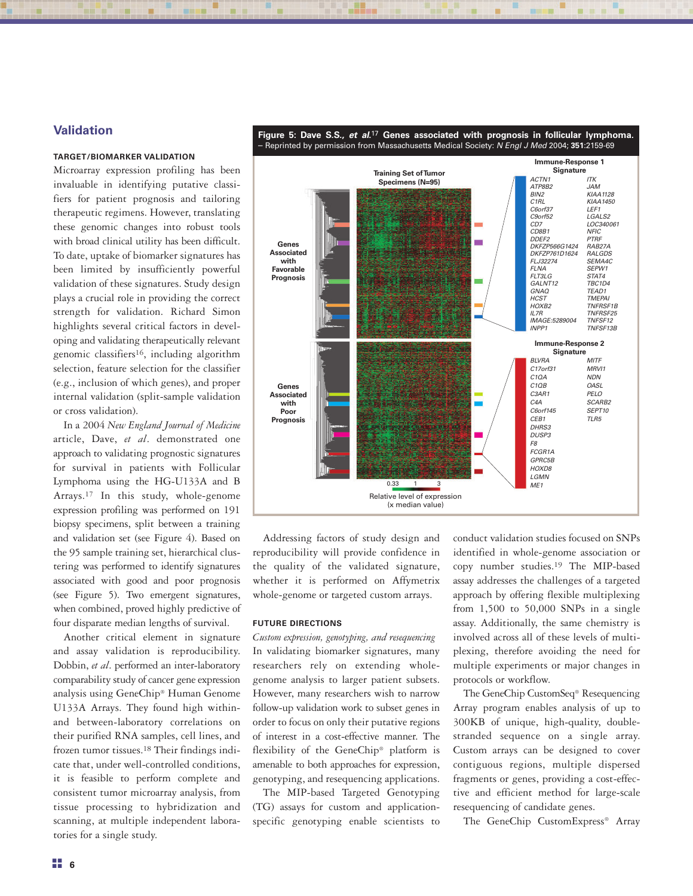## Validation

### TARGET/BIOMARKER VALIDATION

Microarray expression profiling has been invaluable in identifying putative classifiers for patient prognosis and tailoring therapeutic regimens. However, translating these genomic changes into robust tools with broad clinical utility has been difficult. To date, uptake of biomarker signatures has been limited by insufficiently powerful validation of these signatures. Study design plays a crucial role in providing the correct strength for validation. Richard Simon highlights several critical factors in developing and validating therapeutically relevant genomic classifiers[16], including algorithm selection, feature selection for the classifier (e.g., inclusion of which genes), and proper internal validation (split-sample validation or cross validation).

In a 2004 *New England Journal of Medicine* article, Dave, *et al*. demonstrated one approach to validating prognostic signatures for survival in patients with Follicular Lymphoma using the HG-U133A and B Arrays.[17] In this study, whole-genome expression profiling was performed on 191 biopsy specimens, split between a training and validation set (see Figure 4). Based on the 95 sample training set, hierarchical clustering was performed to identify signatures associated with good and poor prognosis (see Figure 5). Two emergent signatures, when combined, proved highly predictive of four disparate median lengths of survival.

**Figure 5: Dave S.S.,** ***et al.*****[17] Genes associated with prognosis in follicular lymphoma.** – Reprinted by permission from Massachusetts Medical Society: *N Engl J Med* 2004; **351**:2159-69

Another critical element in signature and assay validation is reproducibility. Dobbin, *et al*. performed an inter-laboratory comparability study of cancer gene expression analysis using GeneChip® Human Genome U133A Arrays. They found high within- and between-laboratory correlations on their purified RNA samples, cell lines, and frozen tumor tissues.[18] Their findings indicate that, under well-controlled conditions, it is feasible to perform complete and consistent tumor microarray analysis, from tissue processing to hybridization and scanning, at multiple independent laboratories for a single study.

Addressing factors of study design and reproducibility will provide confidence in the quality of the validated signature, whether it is performed on Affymetrix whole-genome or targeted custom arrays.

### FUTURE DIRECTIONS

*Custom expression, genotyping, and resequencing*

In validating biomarker signatures, many researchers rely on extending whole-genome analysis to larger patient subsets. However, many researchers wish to narrow follow-up validation work to subset genes in order to focus on only their putative regions of interest in a cost-effective manner. The flexibility of the GeneChip® platform is amenable to both approaches for expression, genotyping, and resequencing applications.

The MIP-based Targeted Genotyping (TG) assays for custom and application-specific genotyping enable scientists to conduct validation studies focused on SNPs identified in whole-genome association or copy number studies.[19] The MIP-based assay addresses the challenges of a targeted approach by offering flexible multiplexing from 1,500 to 50,000 SNPs in a single assay. Additionally, the same chemistry is involved across all of these levels of multiplexing, therefore avoiding the need for multiple experiments or major changes in protocols or workflow.

The GeneChip CustomSeq® Resequencing Array program enables analysis of up to 300KB of unique, high-quality, double-stranded sequence on a single array. Custom arrays can be designed to cover contiguous regions, multiple dispersed fragments or genes, providing a cost-effective and efficient method for large-scale resequencing of candidate genes.

The GeneChip CustomExpress® Array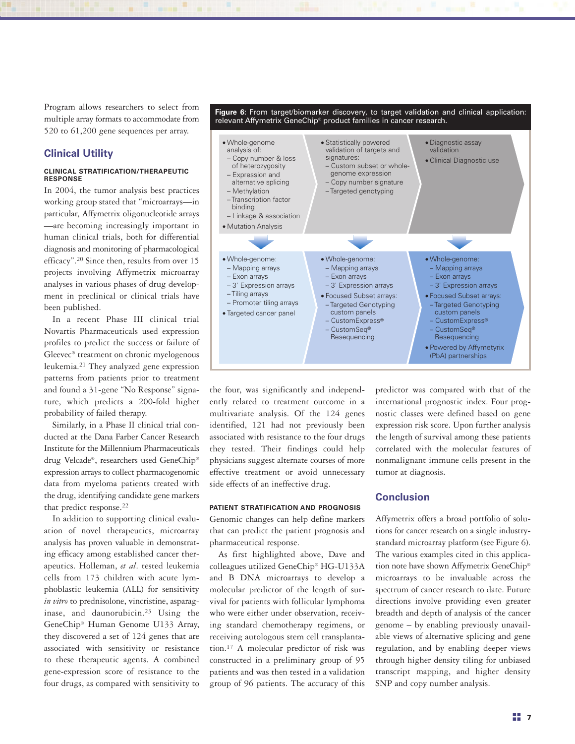Program allows researchers to select from multiple array formats to accommodate from 520 to 61,200 gene sequences per array.

## Clinical Utility

### CLINICAL STRATIFICATION/THERAPEUTIC RESPONSE

In 2004, the tumor analysis best practices working group stated that "microarrays—in particular, Affymetrix oligonucleotide arrays—are becoming increasingly important in human clinical trials, both for differential diagnosis and monitoring of pharmacological efficacy".[20] Since then, results from over 15 projects involving Affymetrix microarray analyses in various phases of drug development in preclinical or clinical trials have been published.

In a recent Phase III clinical trial Novartis Pharmaceuticals used expression profiles to predict the success or failure of Gleevec® treatment on chronic myelogenous leukemia.[21] They analyzed gene expression patterns from patients prior to treatment and found a 31-gene "No Response" signature, which predicts a 200-fold higher probability of failed therapy.

Similarly, in a Phase II clinical trial conducted at the Dana Farber Cancer Research Institute for the Millennium Pharmaceuticals drug Velcade®, researchers used GeneChip® expression arrays to collect pharmacogenomic data from myeloma patients treated with the drug, identifying candidate gene markers that predict response.[22]

In addition to supporting clinical evaluation of novel therapeutics, microarray analysis has proven valuable in demonstrating efficacy among established cancer therapeutics. Holleman, *et al*. tested leukemia cells from 173 children with acute lymphoblastic leukemia (ALL) for sensitivity *in vitro* to prednisolone, vincristine, asparaginase, and daunorubicin.[23] Using the GeneChip® Human Genome U133 Array, they discovered a set of 124 genes that are associated with sensitivity or resistance to these therapeutic agents. A combined gene-expression score of resistance to the four drugs, as compared with sensitivity to the four, was significantly and independently related to treatment outcome in a multivariate analysis. Of the 124 genes identified, 121 had not previously been associated with resistance to the four drugs they tested. Their findings could help physicians suggest alternate courses of more effective treatment or avoid unnecessary side effects of an ineffective drug.

### PATIENT STRATIFICATION AND PROGNOSIS

Genomic changes can help define markers that can predict the patient prognosis and pharmaceutical response.

As first highlighted above, Dave and colleagues utilized GeneChip® HG-U133A and B DNA microarrays to develop a molecular predictor of the length of survival for patients with follicular lymphoma who were either under observation, receiving standard chemotherapy regimens, or receiving autologous stem cell transplantation.[17] A molecular predictor of risk was constructed in a preliminary group of 95 patients and was then tested in a validation group of 96 patients. The accuracy of this predictor was compared with that of the international prognostic index. Four prognostic classes were defined based on gene expression risk score. Upon further analysis the length of survival among these patients correlated with the molecular features of nonmalignant immune cells present in the tumor at diagnosis.

**Figure 6:** From target/biomarker discovery, to target validation and clinical application: relevant Affymetrix GeneChip® product families in cancer research.

| Target/biomarker discovery | Target validation | Clinical application |
|---|---|---|
| • Whole-genome analysis of:<br>– Copy number & loss of heterozygosity<br>– Expression and alternative splicing<br>– Methylation<br>– Transcription factor binding<br>– Linkage & association<br>• Mutation Analysis | • Statistically powered validation of targets and signatures:<br>– Custom subset or whole-genome expression<br>– Copy number signature<br>– Targeted genotyping | • Diagnostic assay validation<br>• Clinical Diagnostic use |
| • Whole-genome:<br>– Mapping arrays<br>– Exon arrays<br>– 3' Expression arrays<br>– Tiling arrays<br>– Promoter tiling arrays<br>• Targeted cancer panel | • Whole-genome:<br>– Mapping arrays<br>– Exon arrays<br>– 3' Expression arrays<br>• Focused Subset arrays:<br>– Targeted Genotyping custom panels<br>– CustomExpress®<br>– CustomSeq® Resequencing | • Whole-genome:<br>– Mapping arrays<br>– Exon arrays<br>– 3' Expression arrays<br>• Focused Subset arrays:<br>– Targeted Genotyping custom panels<br>– CustomExpress®<br>– CustomSeq® Resequencing<br>• Powered by Affymetrix (PbA) partnerships |

## Conclusion

Affymetrix offers a broad portfolio of solutions for cancer research on a single industry-standard microarray platform (see Figure 6). The various examples cited in this application note have shown Affymetrix GeneChip® microarrays to be invaluable across the spectrum of cancer research to date. Future directions involve providing even greater breadth and depth of analysis of the cancer genome – by enabling previously unavailable views of alternative splicing and gene regulation, and by enabling deeper views through higher density tiling for unbiased transcript mapping, and higher density SNP and copy number analysis.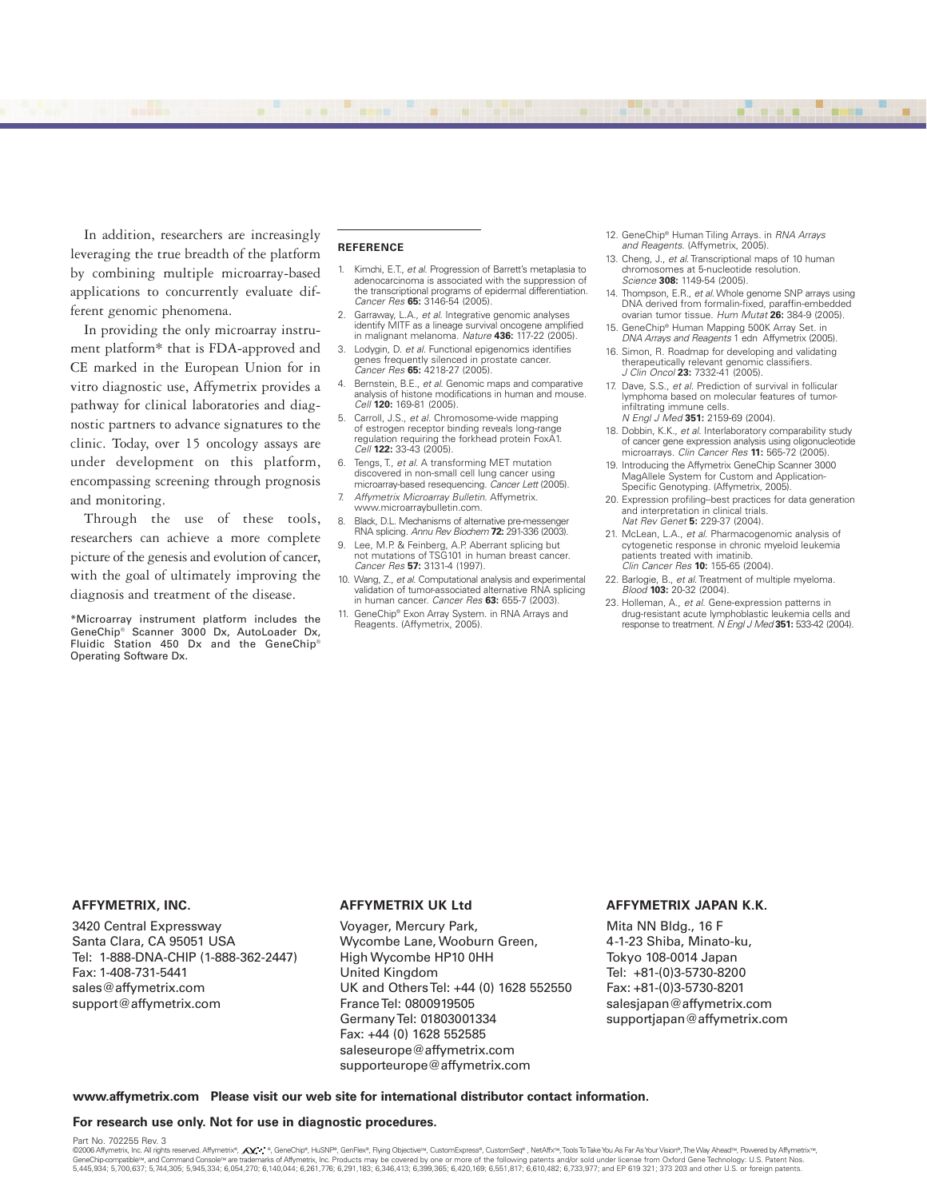In addition, researchers are increasingly leveraging the true breadth of the platform by combining multiple microarray-based applications to concurrently evaluate different genomic phenomena.

In providing the only microarray instrument platform* that is FDA-approved and CE marked in the European Union for in vitro diagnostic use, Affymetrix provides a pathway for clinical laboratories and diagnostic partners to advance signatures to the clinic. Today, over 15 oncology assays are under development on this platform, encompassing screening through prognosis and monitoring.

Through the use of these tools, researchers can achieve a more complete picture of the genesis and evolution of cancer, with the goal of ultimately improving the diagnosis and treatment of the disease.

*Microarray instrument platform includes the GeneChip® Scanner 3000 Dx, AutoLoader Dx, Fluidic Station 450 Dx and the GeneChip® Operating Software Dx.

### REFERENCE

1. Kimchi, E.T., *et al.* Progression of Barrett's metaplasia to adenocarcinoma is associated with the suppression of the transcriptional programs of epidermal differentiation. *Cancer Res* **65:** 3146-54 (2005).
2. Garraway, L.A., *et al.* Integrative genomic analyses identify MITF as a lineage survival oncogene amplified in malignant melanoma. *Nature* **436:** 117-22 (2005).
3. Lodygin, D. *et al.* Functional epigenomics identifies genes frequently silenced in prostate cancer. *Cancer Res* **65:** 4218-27 (2005).
4. Bernstein, B.E., *et al.* Genomic maps and comparative analysis of histone modifications in human and mouse. *Cell* **120:** 169-81 (2005).
5. Carroll, J.S., *et al.* Chromosome-wide mapping of estrogen receptor binding reveals long-range regulation requiring the forkhead protein FoxA1. *Cell* **122:** 33-43 (2005).
6. Tengs, T., *et al.* A transforming MET mutation discovered in non-small cell lung cancer using microarray-based resequencing. *Cancer Lett* (2005).
7. *Affymetrix Microarray Bulletin.* Affymetrix. www.microarraybulletin.com.
8. Black, D.L. Mechanisms of alternative pre-messenger RNA splicing. *Annu Rev Biochem* **72:** 291-336 (2003).
9. Lee, M.P. & Feinberg, A.P. Aberrant splicing but not mutations of TSG101 in human breast cancer. *Cancer Res* **57:** 3131-4 (1997).
10. Wang, Z., *et al.* Computational analysis and experimental validation of tumor-associated alternative RNA splicing in human cancer. *Cancer Res* **63:** 655-7 (2003).
11. GeneChip® Exon Array System. in RNA Arrays and Reagents. (Affymetrix, 2005).
12. GeneChip® Human Tiling Arrays. in *RNA Arrays and Reagents.* (Affymetrix, 2005).
13. Cheng, J., *et al.* Transcriptional maps of 10 human chromosomes at 5-nucleotide resolution. *Science* **308:** 1149-54 (2005).
14. Thompson, E.R., *et al.* Whole genome SNP arrays using DNA derived from formalin-fixed, paraffin-embedded ovarian tumor tissue. *Hum Mutat* **26:** 384-9 (2005).
15. GeneChip® Human Mapping 500K Array Set. in *DNA Arrays and Reagents* 1 edn Affymetrix (2005).
16. Simon, R. Roadmap for developing and validating therapeutically relevant genomic classifiers. *J Clin Oncol* **23:** 7332-41 (2005).
17. Dave, S.S., *et al.* Prediction of survival in follicular lymphoma based on molecular features of tumor-infiltrating immune cells. *N Engl J Med* **351:** 2159-69 (2004).
18. Dobbin, K.K., *et al.* Interlaboratory comparability study of cancer gene expression analysis using oligonucleotide microarrays. *Clin Cancer Res* **11:** 565-72 (2005).
19. Introducing the Affymetrix GeneChip Scanner 3000 MagAllele System for Custom and Application-Specific Genotyping. (Affymetrix, 2005).
20. Expression profiling–best practices for data generation and interpretation in clinical trials. *Nat Rev Genet* **5:** 229-37 (2004).
21. McLean, L.A., *et al.* Pharmacogenomic analysis of cytogenetic response in chronic myeloid leukemia patients treated with imatinib. *Clin Cancer Res* **10:** 155-65 (2004).
22. Barlogie, B., *et al.* Treatment of multiple myeloma. *Blood* **103:** 20-32 (2004).
23. Holleman, A., *et al.* Gene-expression patterns in drug-resistant acute lymphoblastic leukemia cells and response to treatment. *N Engl J Med* **351:** 533-42 (2004).

**AFFYMETRIX, INC.**

3420 Central Expressway
Santa Clara, CA 95051 USA
Tel: 1-888-DNA-CHIP (1-888-362-2447)
Fax: 1-408-731-5441
sales@affymetrix.com
support@affymetrix.com

**AFFYMETRIX UK Ltd**

Voyager, Mercury Park,
Wycombe Lane, Wooburn Green,
High Wycombe HP10 0HH
United Kingdom
UK and Others Tel: +44 (0) 1628 552550
France Tel: 0800919505
Germany Tel: 01803001334
Fax: +44 (0) 1628 552585
saleseurope@affymetrix.com
supporteurope@affymetrix.com

**AFFYMETRIX JAPAN K.K.**

Mita NN Bldg., 16 F
4-1-23 Shiba, Minato-ku,
Tokyo 108-0014 Japan
Tel: +81-(0)3-5730-8200
Fax: +81-(0)3-5730-8201
salesjapan@affymetrix.com
supportjapan@affymetrix.com

**www.affymetrix.com Please visit our web site for international distributor contact information.**

**For research use only. Not for use in diagnostic procedures.**

Part No. 702255 Rev. 3

©2006 Affymetrix, Inc. All rights reserved. Affymetrix®, ®, GeneChip®, HuSNP®, GenFlex®, Flying Objective™, CustomExpress®, CustomSeq®, NetAffx™, Tools To Take You As Far As Your Vision®, The Way Ahead™, Powered by Affymetrix™, GeneChip-compatible™, and Command Console™ are trademarks of Affymetrix, Inc. Products may be covered by one or more of the following patents and/or sold under license from Oxford Gene Technology: U.S. Patent Nos. 5,445,934; 5,700,637; 5,744,305; 5,945,334; 6,054,270; 6,140,044; 6,261,776; 6,291,183; 6,346,413; 6,399,365; 6,420,169; 6,551,817; 6,610,482; 6,733,977; and EP 619 321; 373 203 and other U.S. or foreign patents.